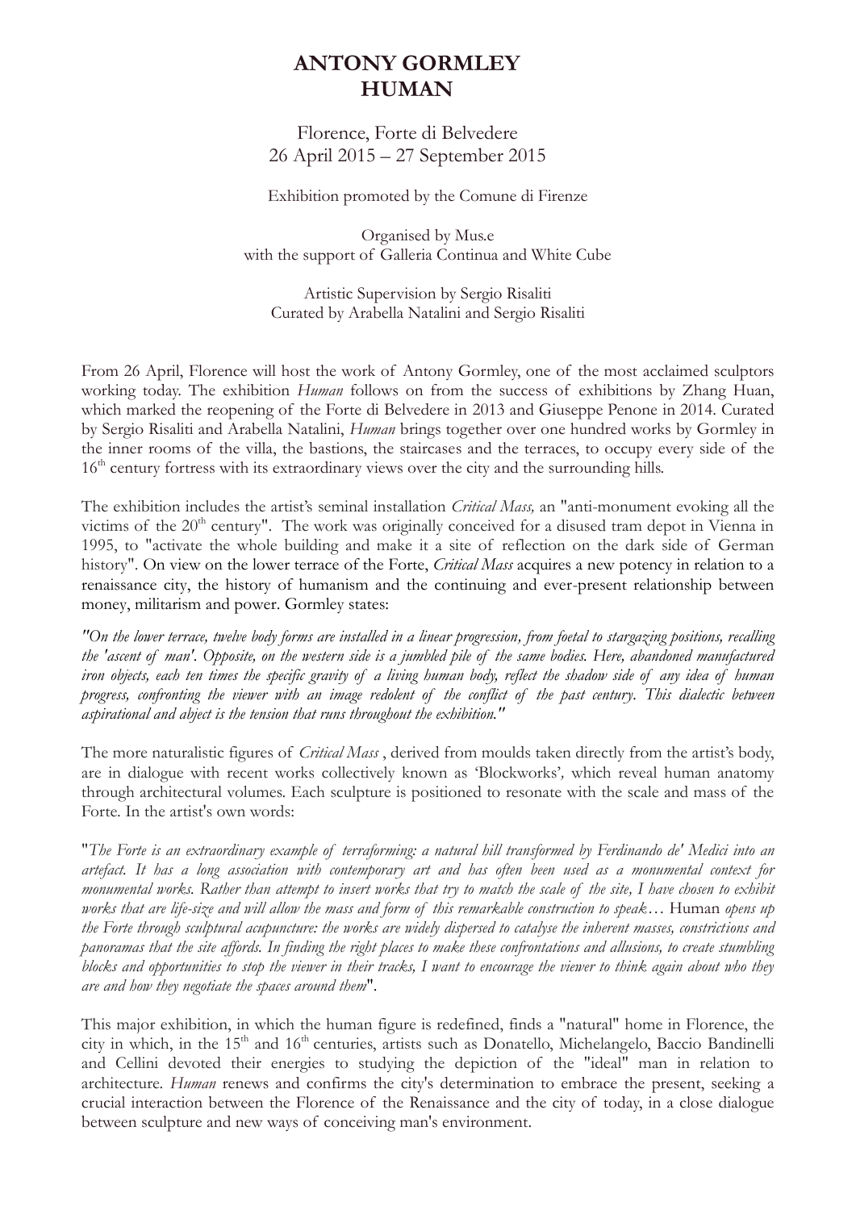# ANTONY GORMLEY
# HUMAN

Florence, Forte di Belvedere
26 April 2015 – 27 September 2015

Exhibition promoted by the Comune di Firenze

Organised by Mus.e
with the support of Galleria Continua and White Cube

Artistic Supervision by Sergio Risaliti
Curated by Arabella Natalini and Sergio Risaliti

From 26 April, Florence will host the work of Antony Gormley, one of the most acclaimed sculptors working today. The exhibition *Human* follows on from the success of exhibitions by Zhang Huan, which marked the reopening of the Forte di Belvedere in 2013 and Giuseppe Penone in 2014. Curated by Sergio Risaliti and Arabella Natalini, *Human* brings together over one hundred works by Gormley in the inner rooms of the villa, the bastions, the staircases and the terraces, to occupy every side of the 16th century fortress with its extraordinary views over the city and the surrounding hills.

The exhibition includes the artist's seminal installation *Critical Mass,* an "anti-monument evoking all the victims of the 20th century". The work was originally conceived for a disused tram depot in Vienna in 1995, to "activate the whole building and make it a site of reflection on the dark side of German history". On view on the lower terrace of the Forte, *Critical Mass* acquires a new potency in relation to a renaissance city, the history of humanism and the continuing and ever-present relationship between money, militarism and power. Gormley states:

*"On the lower terrace, twelve body forms are installed in a linear progression, from foetal to stargazing positions, recalling the 'ascent of man'. Opposite, on the western side is a jumbled pile of the same bodies. Here, abandoned manufactured iron objects, each ten times the specific gravity of a living human body, reflect the shadow side of any idea of human progress, confronting the viewer with an image redolent of the conflict of the past century. This dialectic between aspirational and abject is the tension that runs throughout the exhibition."*

The more naturalistic figures of *Critical Mass* , derived from moulds taken directly from the artist's body, are in dialogue with recent works collectively known as 'Blockworks'*,* which reveal human anatomy through architectural volumes. Each sculpture is positioned to resonate with the scale and mass of the Forte. In the artist's own words:

"*The Forte is an extraordinary example of terraforming: a natural hill transformed by Ferdinando de' Medici into an artefact. It has a long association with contemporary art and has often been used as a monumental context for monumental works. Rather than attempt to insert works that try to match the scale of the site, I have chosen to exhibit works that are life-size and will allow the mass and form of this remarkable construction to speak…* Human *opens up the Forte through sculptural acupuncture: the works are widely dispersed to catalyse the inherent masses, constrictions and panoramas that the site affords. In finding the right places to make these confrontations and allusions, to create stumbling blocks and opportunities to stop the viewer in their tracks, I want to encourage the viewer to think again about who they are and how they negotiate the spaces around them*".

This major exhibition, in which the human figure is redefined, finds a "natural" home in Florence, the city in which, in the 15th and 16th centuries, artists such as Donatello, Michelangelo, Baccio Bandinelli and Cellini devoted their energies to studying the depiction of the "ideal" man in relation to architecture. *Human* renews and confirms the city's determination to embrace the present, seeking a crucial interaction between the Florence of the Renaissance and the city of today, in a close dialogue between sculpture and new ways of conceiving man's environment.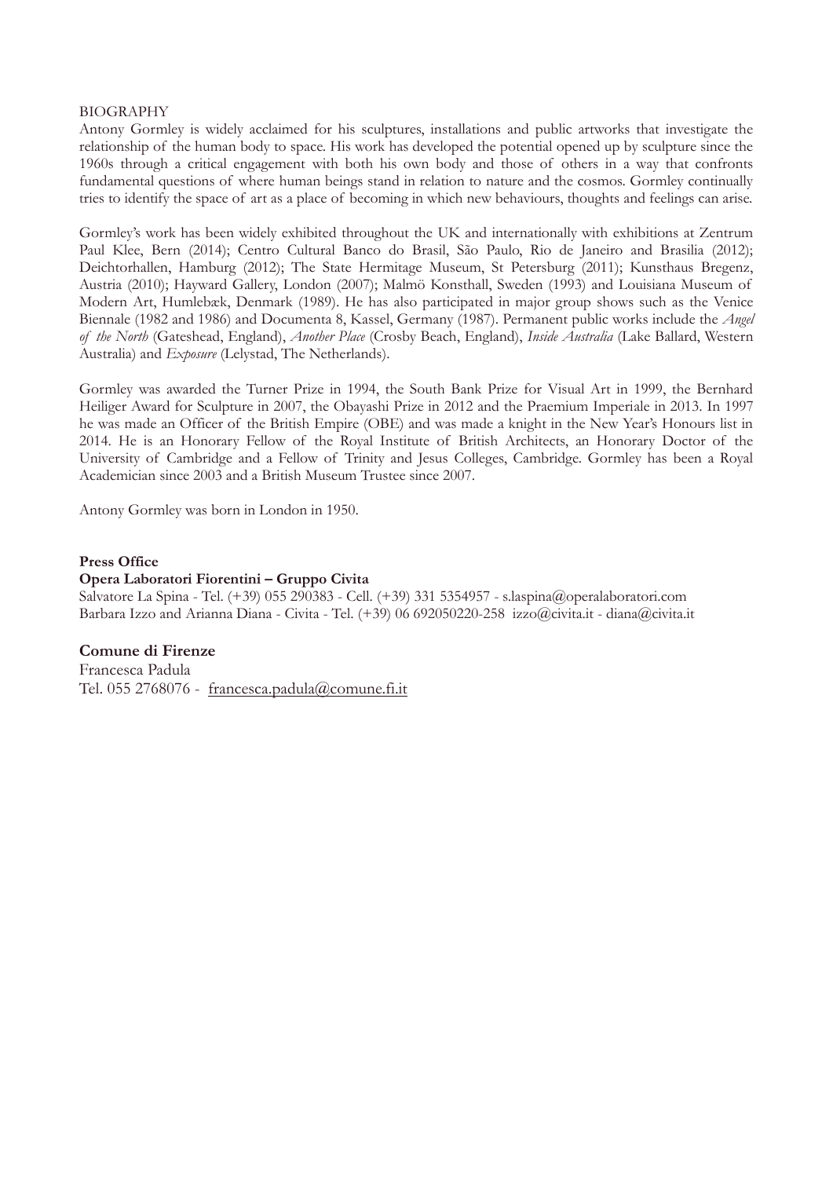## BIOGRAPHY

Antony Gormley is widely acclaimed for his sculptures, installations and public artworks that investigate the relationship of the human body to space. His work has developed the potential opened up by sculpture since the 1960s through a critical engagement with both his own body and those of others in a way that confronts fundamental questions of where human beings stand in relation to nature and the cosmos. Gormley continually tries to identify the space of art as a place of becoming in which new behaviours, thoughts and feelings can arise.

Gormley's work has been widely exhibited throughout the UK and internationally with exhibitions at Zentrum Paul Klee, Bern (2014); Centro Cultural Banco do Brasil, São Paulo, Rio de Janeiro and Brasilia (2012); Deichtorhallen, Hamburg (2012); The State Hermitage Museum, St Petersburg (2011); Kunsthaus Bregenz, Austria (2010); Hayward Gallery, London (2007); Malmö Konsthall, Sweden (1993) and Louisiana Museum of Modern Art, Humlebæk, Denmark (1989). He has also participated in major group shows such as the Venice Biennale (1982 and 1986) and Documenta 8, Kassel, Germany (1987). Permanent public works include the *Angel of the North* (Gateshead, England), *Another Place* (Crosby Beach, England), *Inside Australia* (Lake Ballard, Western Australia) and *Exposure* (Lelystad, The Netherlands).

Gormley was awarded the Turner Prize in 1994, the South Bank Prize for Visual Art in 1999, the Bernhard Heiliger Award for Sculpture in 2007, the Obayashi Prize in 2012 and the Praemium Imperiale in 2013. In 1997 he was made an Officer of the British Empire (OBE) and was made a knight in the New Year's Honours list in 2014. He is an Honorary Fellow of the Royal Institute of British Architects, an Honorary Doctor of the University of Cambridge and a Fellow of Trinity and Jesus Colleges, Cambridge. Gormley has been a Royal Academician since 2003 and a British Museum Trustee since 2007.

Antony Gormley was born in London in 1950.

**Press Office**
**Opera Laboratori Fiorentini – Gruppo Civita**
Salvatore La Spina - Tel. (+39) 055 290383 - Cell. (+39) 331 5354957 - s.laspina@operalaboratori.com
Barbara Izzo and Arianna Diana - Civita - Tel. (+39) 06 692050220-258 izzo@civita.it - diana@civita.it

**Comune di Firenze**
Francesca Padula
Tel. 055 2768076 - francesca.padula@comune.fi.it